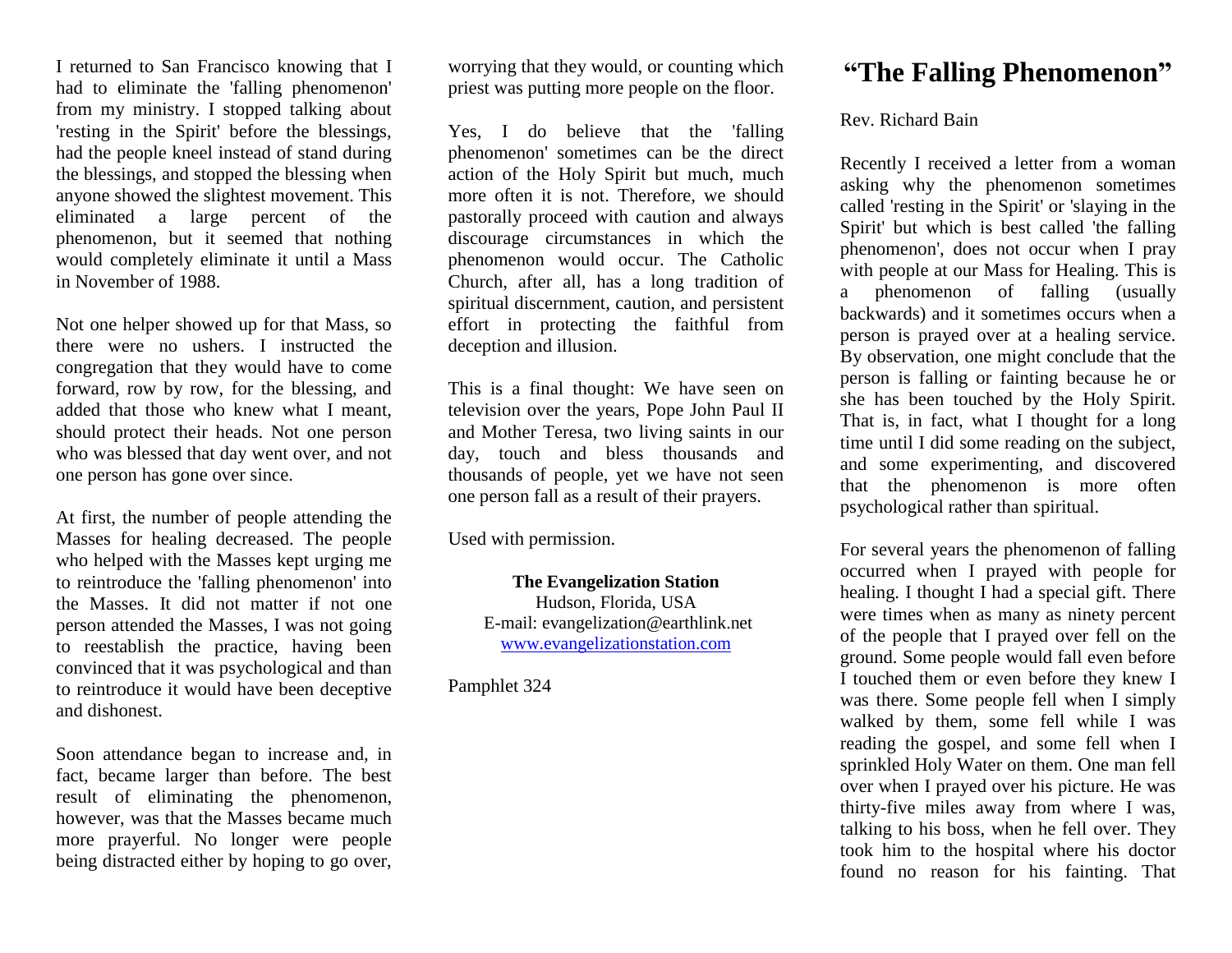I returned to San Francisco knowing that I had to eliminate the 'falling phenomenon' from my ministry. I stopped talking about 'resting in the Spirit' before the blessings, had the people kneel instead of stand during the blessings, and stopped the blessing when anyone showed the slightest movement. This eliminated a large percent of the phenomenon, but it seemed that nothing would completely eliminate it until a Mass in November of 1988.

Not one helper showed up for that Mass, so there were no ushers. I instructed the congregation that they would have to come forward, row by row, for the blessing, and added that those who knew what I meant, should protect their heads. Not one person who was blessed that day went over, and not one person has gone over since.

At first, the number of people attending the Masses for healing decreased. The people who helped with the Masses kept urging me to reintroduce the 'falling phenomenon' into the Masses. It did not matter if not one person attended the Masses, I was not going to reestablish the practice, having been convinced that it was psychological and than to reintroduce it would have been deceptive and dishonest.

Soon attendance began to increase and, in fact, became larger than before. The best result of eliminating the phenomenon, however, was that the Masses became much more prayerful. No longer were people being distracted either by hoping to go over, worrying that they would, or counting which priest was putting more people on the floor.

Yes, I do believe that the 'falling phenomenon' sometimes can be the direct action of the Holy Spirit but much, much more often it is not. Therefore, we should pastorally proceed with caution and always discourage circumstances in which the phenomenon would occur. The Catholic Church, after all, has a long tradition of spiritual discernment, caution, and persistent effort in protecting the faithful from deception and illusion.

This is a final thought: We have seen on television over the years, Pope John Paul II and Mother Teresa, two living saints in our day, touch and bless thousands and thousands of people, yet we have not seen one person fall as a result of their prayers.

Used with permission.

**The Evangelization Station**
Hudson, Florida, USA
E-mail: evangelization@earthlink.net
www.evangelizationstation.com

Pamphlet 324

# "The Falling Phenomenon"

Rev. Richard Bain

Recently I received a letter from a woman asking why the phenomenon sometimes called 'resting in the Spirit' or 'slaying in the Spirit' but which is best called 'the falling phenomenon', does not occur when I pray with people at our Mass for Healing. This is a phenomenon of falling (usually backwards) and it sometimes occurs when a person is prayed over at a healing service. By observation, one might conclude that the person is falling or fainting because he or she has been touched by the Holy Spirit. That is, in fact, what I thought for a long time until I did some reading on the subject, and some experimenting, and discovered that the phenomenon is more often psychological rather than spiritual.

For several years the phenomenon of falling occurred when I prayed with people for healing. I thought I had a special gift. There were times when as many as ninety percent of the people that I prayed over fell on the ground. Some people would fall even before I touched them or even before they knew I was there. Some people fell when I simply walked by them, some fell while I was reading the gospel, and some fell when I sprinkled Holy Water on them. One man fell over when I prayed over his picture. He was thirty-five miles away from where I was, talking to his boss, when he fell over. They took him to the hospital where his doctor found no reason for his fainting. That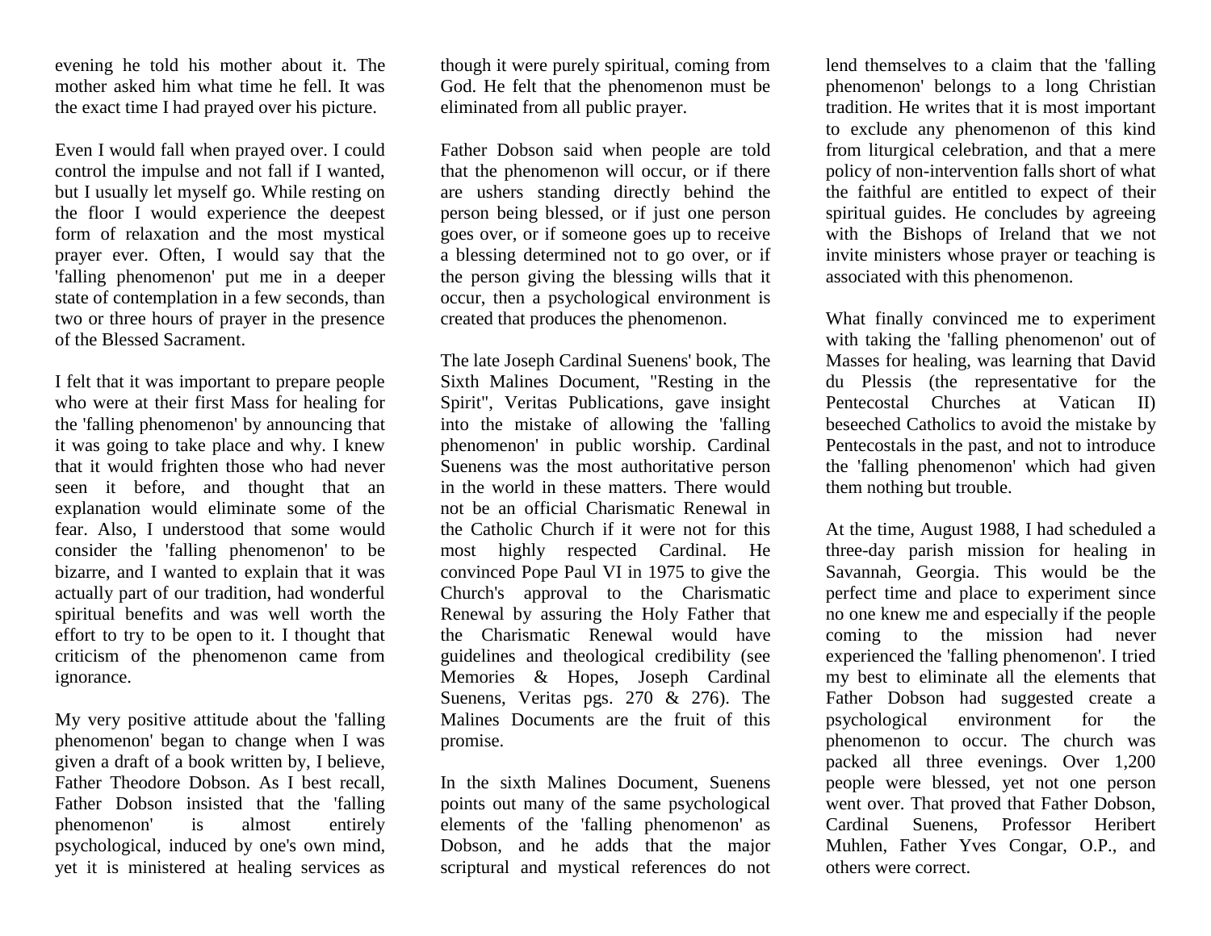evening he told his mother about it. The mother asked him what time he fell. It was the exact time I had prayed over his picture.

Even I would fall when prayed over. I could control the impulse and not fall if I wanted, but I usually let myself go. While resting on the floor I would experience the deepest form of relaxation and the most mystical prayer ever. Often, I would say that the 'falling phenomenon' put me in a deeper state of contemplation in a few seconds, than two or three hours of prayer in the presence of the Blessed Sacrament.

I felt that it was important to prepare people who were at their first Mass for healing for the 'falling phenomenon' by announcing that it was going to take place and why. I knew that it would frighten those who had never seen it before, and thought that an explanation would eliminate some of the fear. Also, I understood that some would consider the 'falling phenomenon' to be bizarre, and I wanted to explain that it was actually part of our tradition, had wonderful spiritual benefits and was well worth the effort to try to be open to it. I thought that criticism of the phenomenon came from ignorance.

My very positive attitude about the 'falling phenomenon' began to change when I was given a draft of a book written by, I believe, Father Theodore Dobson. As I best recall, Father Dobson insisted that the 'falling phenomenon' is almost entirely psychological, induced by one's own mind, yet it is ministered at healing services as though it were purely spiritual, coming from God. He felt that the phenomenon must be eliminated from all public prayer.

Father Dobson said when people are told that the phenomenon will occur, or if there are ushers standing directly behind the person being blessed, or if just one person goes over, or if someone goes up to receive a blessing determined not to go over, or if the person giving the blessing wills that it occur, then a psychological environment is created that produces the phenomenon.

The late Joseph Cardinal Suenens' book, The Sixth Malines Document, "Resting in the Spirit", Veritas Publications, gave insight into the mistake of allowing the 'falling phenomenon' in public worship. Cardinal Suenens was the most authoritative person in the world in these matters. There would not be an official Charismatic Renewal in the Catholic Church if it were not for this most highly respected Cardinal. He convinced Pope Paul VI in 1975 to give the Church's approval to the Charismatic Renewal by assuring the Holy Father that the Charismatic Renewal would have guidelines and theological credibility (see Memories & Hopes, Joseph Cardinal Suenens, Veritas pgs. 270 & 276). The Malines Documents are the fruit of this promise.

In the sixth Malines Document, Suenens points out many of the same psychological elements of the 'falling phenomenon' as Dobson, and he adds that the major scriptural and mystical references do not lend themselves to a claim that the 'falling phenomenon' belongs to a long Christian tradition. He writes that it is most important to exclude any phenomenon of this kind from liturgical celebration, and that a mere policy of non-intervention falls short of what the faithful are entitled to expect of their spiritual guides. He concludes by agreeing with the Bishops of Ireland that we not invite ministers whose prayer or teaching is associated with this phenomenon.

What finally convinced me to experiment with taking the 'falling phenomenon' out of Masses for healing, was learning that David du Plessis (the representative for the Pentecostal Churches at Vatican II) beseeched Catholics to avoid the mistake by Pentecostals in the past, and not to introduce the 'falling phenomenon' which had given them nothing but trouble.

At the time, August 1988, I had scheduled a three-day parish mission for healing in Savannah, Georgia. This would be the perfect time and place to experiment since no one knew me and especially if the people coming to the mission had never experienced the 'falling phenomenon'. I tried my best to eliminate all the elements that Father Dobson had suggested create a psychological environment for the phenomenon to occur. The church was packed all three evenings. Over 1,200 people were blessed, yet not one person went over. That proved that Father Dobson, Cardinal Suenens, Professor Heribert Muhlen, Father Yves Congar, O.P., and others were correct.